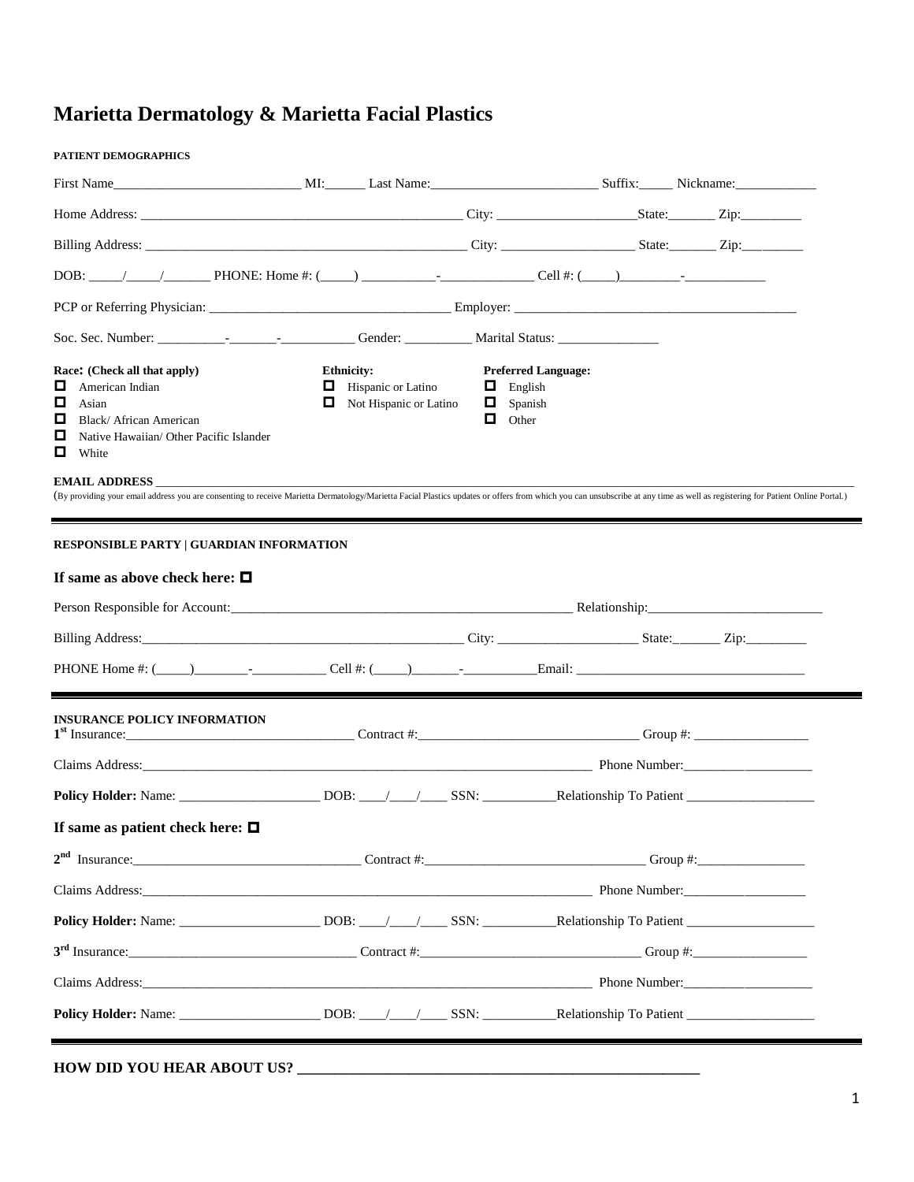# Marietta Dermatology & Marietta Facial Plastics

**PATIENT DEMOGRAPHICS**

First Name____________________________ MI:______ Last Name:_________________________ Suffix:_____ Nickname:____________

Home Address: _________________________________________________ City: ____________________State:_______ Zip:_________

Billing Address: _______________________________________________ City: ___________________ State:_______ Zip:_________

DOB: _____/_____/_______ PHONE: Home #: (_____) ___________-______________ Cell #: (_____)_________-____________

PCP or Referring Physician: ____________________________________ Employer: __________________________________________

Soc. Sec. Number: __________-_______-___________ Gender: __________ Marital Status: _______________

**Race: (Check all that apply)**
- ☐ American Indian
- ☐ Asian
- ☐ Black/ African American
- ☐ Native Hawaiian/ Other Pacific Islander
- ☐ White

**Ethnicity:**
- ☐ Hispanic or Latino
- ☐ Not Hispanic or Latino

**Preferred Language:**
- ☐ English
- ☐ Spanish
- ☐ Other

**EMAIL ADDRESS** ___________________________________________________________________________________________

(By providing your email address you are consenting to receive Marietta Dermatology/Marietta Facial Plastics updates or offers from which you can unsubscribe at any time as well as registering for Patient Online Portal.)

---

**RESPONSIBLE PARTY | GUARDIAN INFORMATION**

**If same as above check here: ☐**

Person Responsible for Account:_____________________________________________________ Relationship:__________________________

Billing Address:__________________________________________________ City: _____________________ State:_______ Zip:_________

PHONE Home #: (_____)________-___________ Cell #: (_____)_______-___________Email: __________________________________

---

**INSURANCE POLICY INFORMATION**

1st Insurance:__________________________________ Contract #:_________________________________ Group #: _________________

Claims Address:_______________________________________________________________________ Phone Number:___________________

**Policy Holder:** Name: _____________________ DOB: ____/____/____ SSN: ___________Relationship To Patient ___________________

**If same as patient check here: ☐**

2nd Insurance:__________________________________ Contract #:_________________________________ Group #:________________

Claims Address:_______________________________________________________________________ Phone Number:__________________

**Policy Holder:** Name: _____________________ DOB: ____/____/____ SSN: ___________Relationship To Patient ___________________

3rd Insurance:__________________________________ Contract #:_________________________________ Group #:_________________

Claims Address:_______________________________________________________________________ Phone Number:___________________

**Policy Holder:** Name: _____________________ DOB: ____/____/____ SSN: ___________Relationship To Patient ___________________

---

**HOW DID YOU HEAR ABOUT US? __________________________________________________________**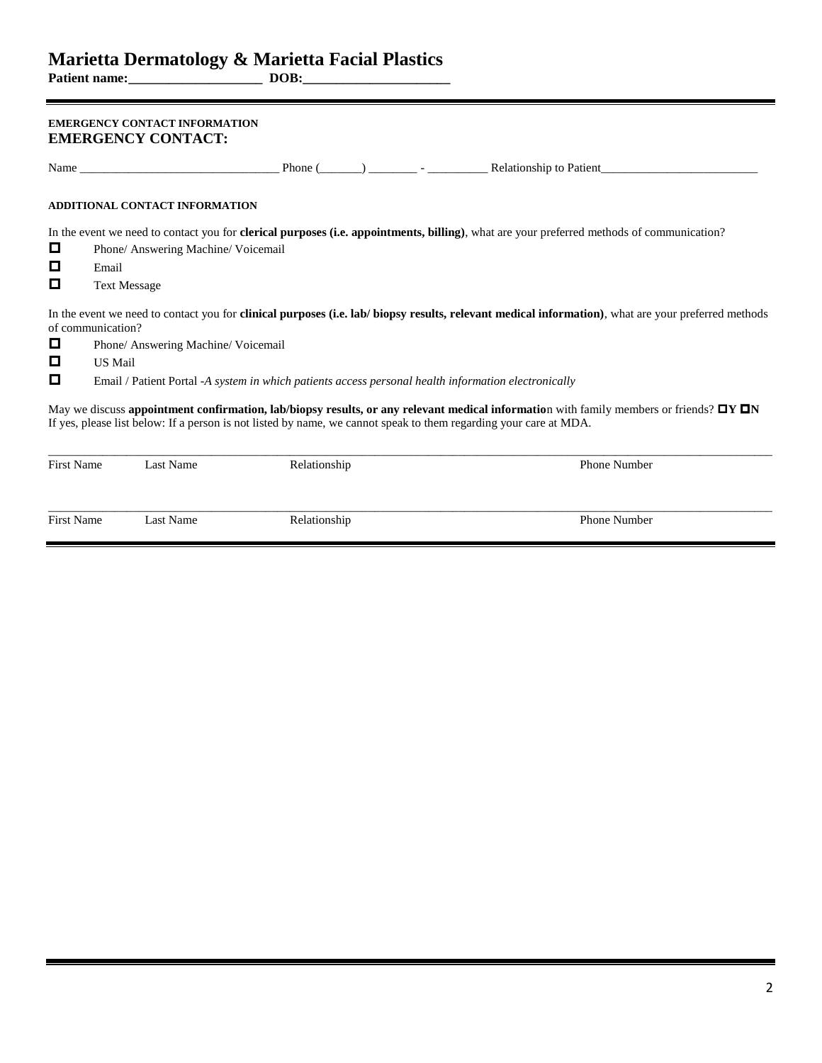# Marietta Dermatology & Marietta Facial Plastics

**Patient name:\_\_\_\_\_\_\_\_\_\_\_\_\_\_\_\_\_\_\_\_ DOB:\_\_\_\_\_\_\_\_\_\_\_\_\_\_\_\_\_\_\_\_\_\_**

**EMERGENCY CONTACT INFORMATION**

## EMERGENCY CONTACT:

Name \_\_\_\_\_\_\_\_\_\_\_\_\_\_\_\_\_\_\_\_\_\_\_\_\_\_\_\_\_\_\_\_\_ Phone (\_\_\_\_\_\_\_) \_\_\_\_\_\_\_\_ - \_\_\_\_\_\_\_\_\_\_ Relationship to Patient\_\_\_\_\_\_\_\_\_\_\_\_\_\_\_\_\_\_\_\_\_\_\_\_\_\_

**ADDITIONAL CONTACT INFORMATION**

In the event we need to contact you for **clerical purposes (i.e. appointments, billing)**, what are your preferred methods of communication?

- ☐ Phone/ Answering Machine/ Voicemail
- ☐ Email
- ☐ Text Message

In the event we need to contact you for **clinical purposes (i.e. lab/ biopsy results, relevant medical information)**, what are your preferred methods of communication?

- ☐ Phone/ Answering Machine/ Voicemail
- ☐ US Mail
- ☐ Email / Patient Portal -*A system in which patients access personal health information electronically*

May we discuss **appointment confirmation, lab/biopsy results, or any relevant medical informatio**n with family members or friends? ☐**Y** ☐**N**
If yes, please list below: If a person is not listed by name, we cannot speak to them regarding your care at MDA.

| First Name | Last Name | Relationship | Phone Number |
|---|---|---|---|
| | | | |
| | | | |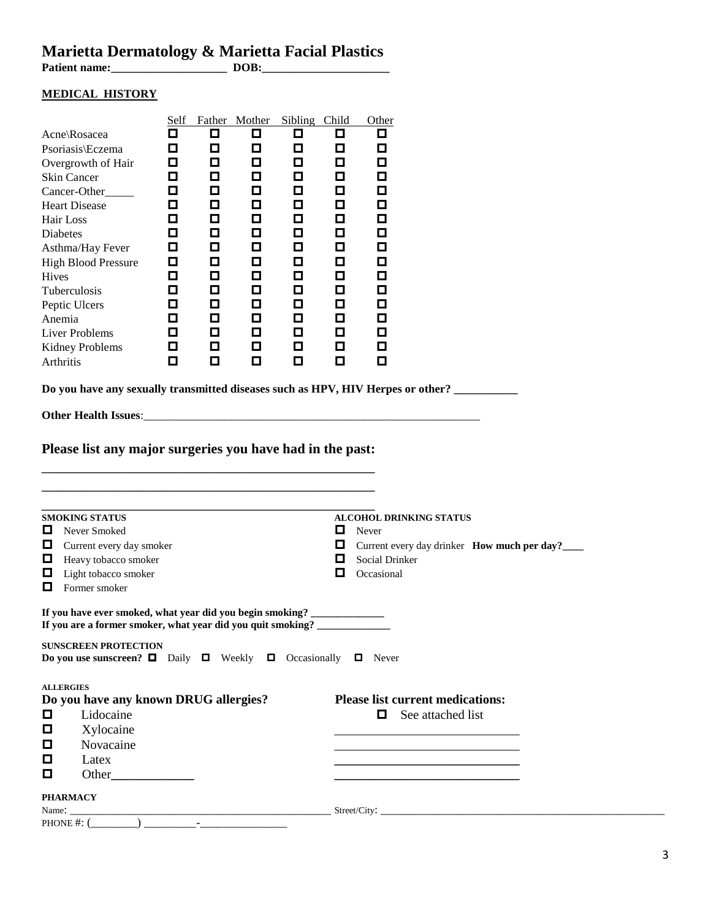# Marietta Dermatology & Marietta Facial Plastics

**Patient name:____________________ DOB:______________________**

## MEDICAL HISTORY

| | Self | Father | Mother | Sibling | Child | Other |
|---|---|---|---|---|---|---|
| Acne\Rosacea | ☐ | ☐ | ☐ | ☐ | ☐ | ☐ |
| Psoriasis\Eczema | ☐ | ☐ | ☐ | ☐ | ☐ | ☐ |
| Overgrowth of Hair | ☐ | ☐ | ☐ | ☐ | ☐ | ☐ |
| Skin Cancer | ☐ | ☐ | ☐ | ☐ | ☐ | ☐ |
| Cancer-Other_____ | ☐ | ☐ | ☐ | ☐ | ☐ | ☐ |
| Heart Disease | ☐ | ☐ | ☐ | ☐ | ☐ | ☐ |
| Hair Loss | ☐ | ☐ | ☐ | ☐ | ☐ | ☐ |
| Diabetes | ☐ | ☐ | ☐ | ☐ | ☐ | ☐ |
| Asthma/Hay Fever | ☐ | ☐ | ☐ | ☐ | ☐ | ☐ |
| High Blood Pressure | ☐ | ☐ | ☐ | ☐ | ☐ | ☐ |
| Hives | ☐ | ☐ | ☐ | ☐ | ☐ | ☐ |
| Tuberculosis | ☐ | ☐ | ☐ | ☐ | ☐ | ☐ |
| Peptic Ulcers | ☐ | ☐ | ☐ | ☐ | ☐ | ☐ |
| Anemia | ☐ | ☐ | ☐ | ☐ | ☐ | ☐ |
| Liver Problems | ☐ | ☐ | ☐ | ☐ | ☐ | ☐ |
| Kidney Problems | ☐ | ☐ | ☐ | ☐ | ☐ | ☐ |
| Arthritis | ☐ | ☐ | ☐ | ☐ | ☐ | ☐ |

**Do you have any sexually transmitted diseases such as HPV, HIV Herpes or other? ___________**

**Other Health Issues**:____________________________________________________________

## Please list any major surgeries you have had in the past:

________________________________________________________

________________________________________________________

________________________________________________________

**SMOKING STATUS**

- ☐ Never Smoked
- ☐ Current every day smoker
- ☐ Heavy tobacco smoker
- ☐ Light tobacco smoker
- ☐ Former smoker

**ALCOHOL DRINKING STATUS**

- ☐ Never
- ☐ Current every day drinker **How much per day?____**
- ☐ Social Drinker
- ☐ Occasional

**If you have ever smoked, what year did you begin smoking? _____________**
**If you are a former smoker, what year did you quit smoking? _____________**

**SUNSCREEN PROTECTION**
**Do you use sunscreen?** ☐ Daily ☐ Weekly ☐ Occasionally ☐ Never

**ALLERGIES**

**Do you have any known DRUG allergies?**

- ☐ Lidocaine
- ☐ Xylocaine
- ☐ Novacaine
- ☐ Latex
- ☐ Other_____________

**Please list current medications:**

- ☐ See attached list

_____________________________

_____________________________

_____________________________

_____________________________

**PHARMACY**

Name: _______________________________________________ Street/City: ______________________________________________________

PHONE #: (_________) __________-________________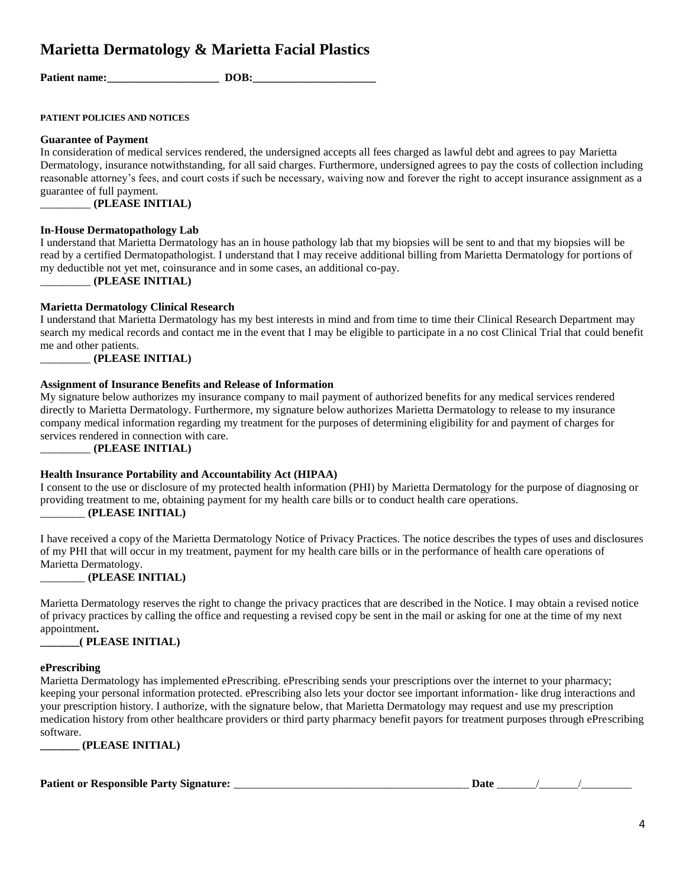# Marietta Dermatology & Marietta Facial Plastics

**Patient name:____________________ DOB:______________________**

**PATIENT POLICIES AND NOTICES**

**Guarantee of Payment**

In consideration of medical services rendered, the undersigned accepts all fees charged as lawful debt and agrees to pay Marietta Dermatology, insurance notwithstanding, for all said charges. Furthermore, undersigned agrees to pay the costs of collection including reasonable attorney's fees, and court costs if such be necessary, waiving now and forever the right to accept insurance assignment as a guarantee of full payment.

_________ **(PLEASE INITIAL)**

**In-House Dermatopathology Lab**

I understand that Marietta Dermatology has an in house pathology lab that my biopsies will be sent to and that my biopsies will be read by a certified Dermatopathologist. I understand that I may receive additional billing from Marietta Dermatology for portions of my deductible not yet met, coinsurance and in some cases, an additional co-pay.

_________ **(PLEASE INITIAL)**

**Marietta Dermatology Clinical Research**

I understand that Marietta Dermatology has my best interests in mind and from time to time their Clinical Research Department may search my medical records and contact me in the event that I may be eligible to participate in a no cost Clinical Trial that could benefit me and other patients.

_________ **(PLEASE INITIAL)**

**Assignment of Insurance Benefits and Release of Information**

My signature below authorizes my insurance company to mail payment of authorized benefits for any medical services rendered directly to Marietta Dermatology. Furthermore, my signature below authorizes Marietta Dermatology to release to my insurance company medical information regarding my treatment for the purposes of determining eligibility for and payment of charges for services rendered in connection with care.

_________ **(PLEASE INITIAL)**

**Health Insurance Portability and Accountability Act (HIPAA)**

I consent to the use or disclosure of my protected health information (PHI) by Marietta Dermatology for the purpose of diagnosing or providing treatment to me, obtaining payment for my health care bills or to conduct health care operations.

________ **(PLEASE INITIAL)**

I have received a copy of the Marietta Dermatology Notice of Privacy Practices. The notice describes the types of uses and disclosures of my PHI that will occur in my treatment, payment for my health care bills or in the performance of health care operations of Marietta Dermatology.

________ **(PLEASE INITIAL)**

Marietta Dermatology reserves the right to change the privacy practices that are described in the Notice. I may obtain a revised notice of privacy practices by calling the office and requesting a revised copy be sent in the mail or asking for one at the time of my next appointment**.**

**_______( PLEASE INITIAL)**

**ePrescribing**

Marietta Dermatology has implemented ePrescribing. ePrescribing sends your prescriptions over the internet to your pharmacy; keeping your personal information protected. ePrescribing also lets your doctor see important information- like drug interactions and your prescription history. I authorize, with the signature below, that Marietta Dermatology may request and use my prescription medication history from other healthcare providers or third party pharmacy benefit payors for treatment purposes through ePrescribing software.

**_______ (PLEASE INITIAL)**

**Patient or Responsible Party Signature:** ____________________________________________ **Date** _______/_______/_________